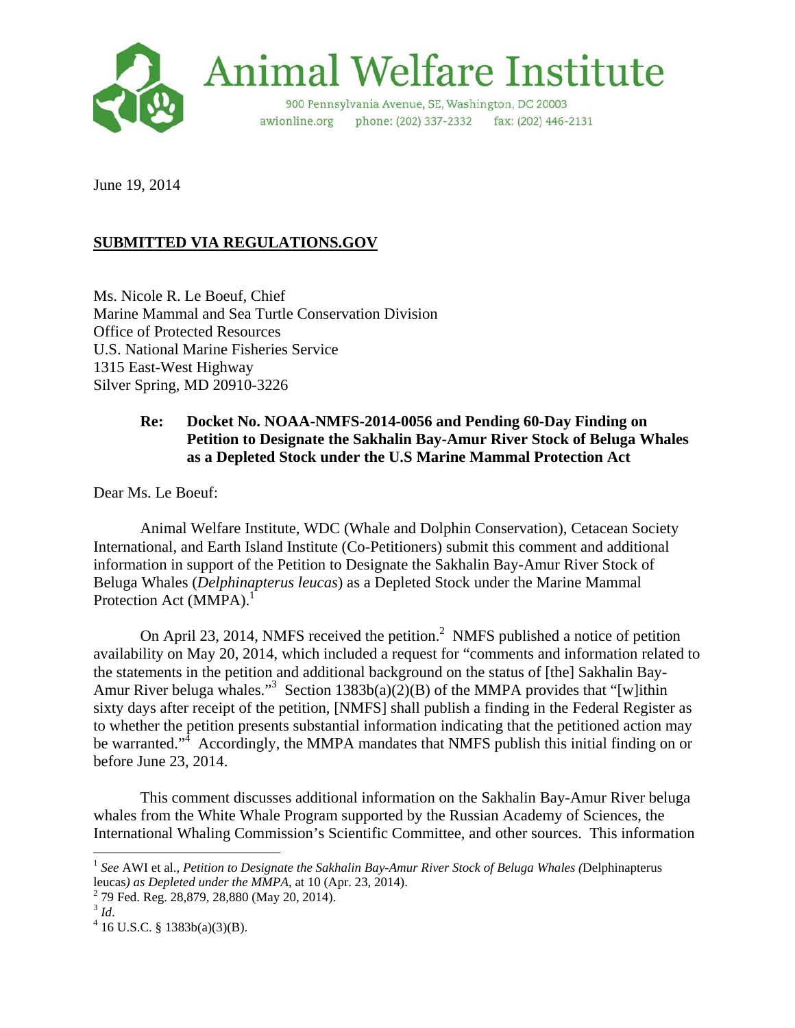# Animal Welfare Institute

900 Pennsylvania Avenue, SE, Washington, DC 20003
awionline.org phone: (202) 337-2332 fax: (202) 446-2131

June 19, 2014

**SUBMITTED VIA REGULATIONS.GOV**

Ms. Nicole R. Le Boeuf, Chief
Marine Mammal and Sea Turtle Conservation Division
Office of Protected Resources
U.S. National Marine Fisheries Service
1315 East-West Highway
Silver Spring, MD 20910-3226

**Re: Docket No. NOAA-NMFS-2014-0056 and Pending 60-Day Finding on Petition to Designate the Sakhalin Bay-Amur River Stock of Beluga Whales as a Depleted Stock under the U.S Marine Mammal Protection Act**

Dear Ms. Le Boeuf:

Animal Welfare Institute, WDC (Whale and Dolphin Conservation), Cetacean Society International, and Earth Island Institute (Co-Petitioners) submit this comment and additional information in support of the Petition to Designate the Sakhalin Bay-Amur River Stock of Beluga Whales (*Delphinapterus leucas*) as a Depleted Stock under the Marine Mammal Protection Act (MMPA).[1]

On April 23, 2014, NMFS received the petition.[2] NMFS published a notice of petition availability on May 20, 2014, which included a request for "comments and information related to the statements in the petition and additional background on the status of [the] Sakhalin Bay-Amur River beluga whales."[3] Section 1383b(a)(2)(B) of the MMPA provides that "[w]ithin sixty days after receipt of the petition, [NMFS] shall publish a finding in the Federal Register as to whether the petition presents substantial information indicating that the petitioned action may be warranted."[4] Accordingly, the MMPA mandates that NMFS publish this initial finding on or before June 23, 2014.

This comment discusses additional information on the Sakhalin Bay-Amur River beluga whales from the White Whale Program supported by the Russian Academy of Sciences, the International Whaling Commission's Scientific Committee, and other sources. This information

---

[1] *See* AWI et al., *Petition to Designate the Sakhalin Bay-Amur River Stock of Beluga Whales (*Delphinapterus leucas*) as Depleted under the MMPA*, at 10 (Apr. 23, 2014).

[2] 79 Fed. Reg. 28,879, 28,880 (May 20, 2014).

[3] *Id*.

[4] 16 U.S.C. § 1383b(a)(3)(B).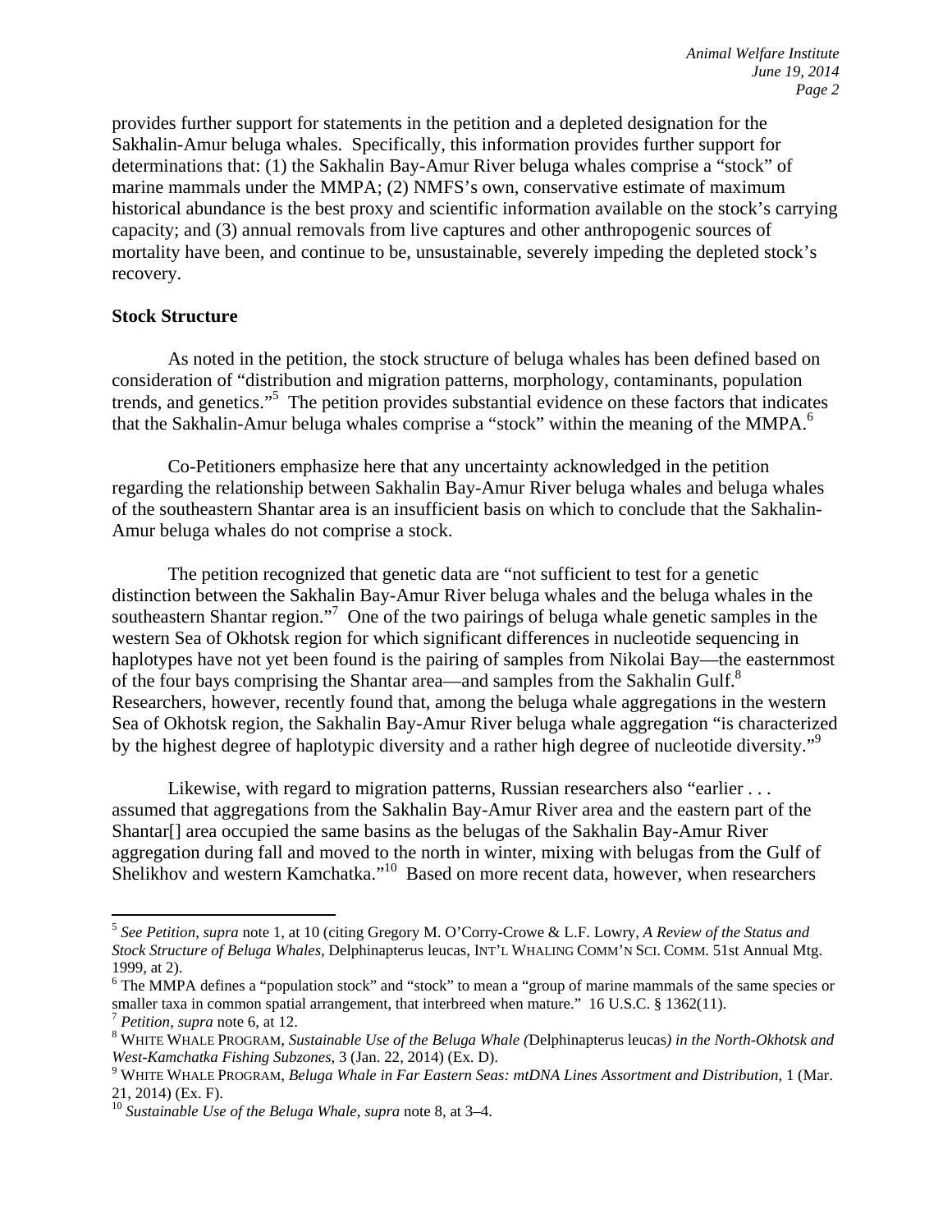provides further support for statements in the petition and a depleted designation for the Sakhalin-Amur beluga whales. Specifically, this information provides further support for determinations that: (1) the Sakhalin Bay-Amur River beluga whales comprise a "stock" of marine mammals under the MMPA; (2) NMFS's own, conservative estimate of maximum historical abundance is the best proxy and scientific information available on the stock's carrying capacity; and (3) annual removals from live captures and other anthropogenic sources of mortality have been, and continue to be, unsustainable, severely impeding the depleted stock's recovery.

**Stock Structure**

As noted in the petition, the stock structure of beluga whales has been defined based on consideration of "distribution and migration patterns, morphology, contaminants, population trends, and genetics."[5] The petition provides substantial evidence on these factors that indicates that the Sakhalin-Amur beluga whales comprise a "stock" within the meaning of the MMPA.[6]

Co-Petitioners emphasize here that any uncertainty acknowledged in the petition regarding the relationship between Sakhalin Bay-Amur River beluga whales and beluga whales of the southeastern Shantar area is an insufficient basis on which to conclude that the Sakhalin-Amur beluga whales do not comprise a stock.

The petition recognized that genetic data are "not sufficient to test for a genetic distinction between the Sakhalin Bay-Amur River beluga whales and the beluga whales in the southeastern Shantar region."[7] One of the two pairings of beluga whale genetic samples in the western Sea of Okhotsk region for which significant differences in nucleotide sequencing in haplotypes have not yet been found is the pairing of samples from Nikolai Bay—the easternmost of the four bays comprising the Shantar area—and samples from the Sakhalin Gulf.[8] Researchers, however, recently found that, among the beluga whale aggregations in the western Sea of Okhotsk region, the Sakhalin Bay-Amur River beluga whale aggregation "is characterized by the highest degree of haplotypic diversity and a rather high degree of nucleotide diversity."[9]

Likewise, with regard to migration patterns, Russian researchers also "earlier . . . assumed that aggregations from the Sakhalin Bay-Amur River area and the eastern part of the Shantar[] area occupied the same basins as the belugas of the Sakhalin Bay-Amur River aggregation during fall and moved to the north in winter, mixing with belugas from the Gulf of Shelikhov and western Kamchatka."[10] Based on more recent data, however, when researchers

---

[5] *See Petition*, *supra* note 1, at 10 (citing Gregory M. O'Corry-Crowe & L.F. Lowry, *A Review of the Status and Stock Structure of Beluga Whales*, Delphinapterus leucas, INT'L WHALING COMM'N SCI. COMM. 51st Annual Mtg. 1999, at 2).

[6] The MMPA defines a "population stock" and "stock" to mean a "group of marine mammals of the same species or smaller taxa in common spatial arrangement, that interbreed when mature." 16 U.S.C. § 1362(11).

[7] *Petition*, *supra* note 6, at 12.

[8] WHITE WHALE PROGRAM, *Sustainable Use of the Beluga Whale (*Delphinapterus leucas*) in the North-Okhotsk and West-Kamchatka Fishing Subzones*, 3 (Jan. 22, 2014) (Ex. D).

[9] WHITE WHALE PROGRAM, *Beluga Whale in Far Eastern Seas: mtDNA Lines Assortment and Distribution*, 1 (Mar. 21, 2014) (Ex. F).

[10] *Sustainable Use of the Beluga Whale*, *supra* note 8, at 3–4.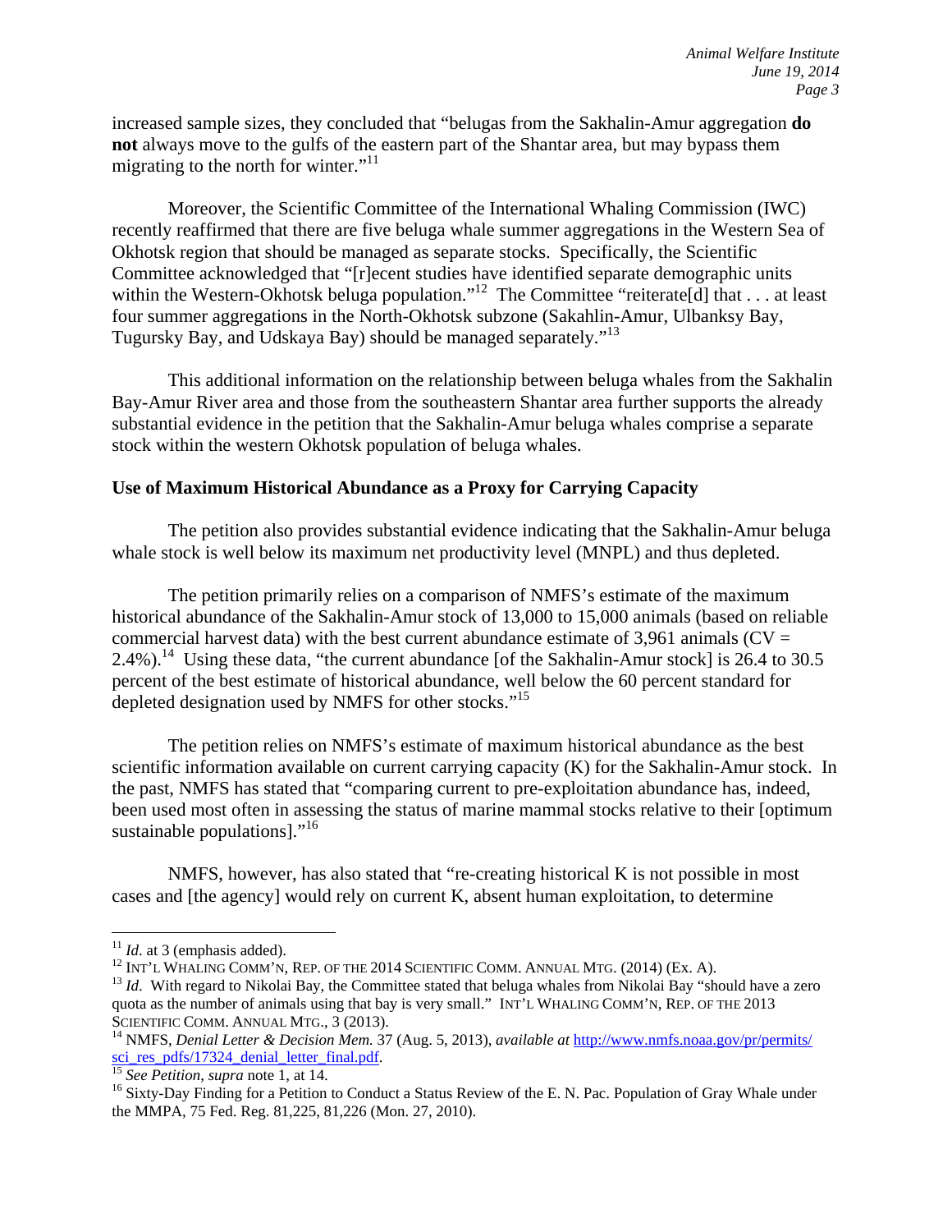increased sample sizes, they concluded that "belugas from the Sakhalin-Amur aggregation **do not** always move to the gulfs of the eastern part of the Shantar area, but may bypass them migrating to the north for winter."[11]

Moreover, the Scientific Committee of the International Whaling Commission (IWC) recently reaffirmed that there are five beluga whale summer aggregations in the Western Sea of Okhotsk region that should be managed as separate stocks. Specifically, the Scientific Committee acknowledged that "[r]ecent studies have identified separate demographic units within the Western-Okhotsk beluga population."[12] The Committee "reiterate[d] that . . . at least four summer aggregations in the North-Okhotsk subzone (Sakahlin-Amur, Ulbanksy Bay, Tugursky Bay, and Udskaya Bay) should be managed separately."[13]

This additional information on the relationship between beluga whales from the Sakhalin Bay-Amur River area and those from the southeastern Shantar area further supports the already substantial evidence in the petition that the Sakhalin-Amur beluga whales comprise a separate stock within the western Okhotsk population of beluga whales.

**Use of Maximum Historical Abundance as a Proxy for Carrying Capacity**

The petition also provides substantial evidence indicating that the Sakhalin-Amur beluga whale stock is well below its maximum net productivity level (MNPL) and thus depleted.

The petition primarily relies on a comparison of NMFS's estimate of the maximum historical abundance of the Sakhalin-Amur stock of 13,000 to 15,000 animals (based on reliable commercial harvest data) with the best current abundance estimate of 3,961 animals (CV = 2.4%).[14] Using these data, "the current abundance [of the Sakhalin-Amur stock] is 26.4 to 30.5 percent of the best estimate of historical abundance, well below the 60 percent standard for depleted designation used by NMFS for other stocks."[15]

The petition relies on NMFS's estimate of maximum historical abundance as the best scientific information available on current carrying capacity (K) for the Sakhalin-Amur stock. In the past, NMFS has stated that "comparing current to pre-exploitation abundance has, indeed, been used most often in assessing the status of marine mammal stocks relative to their [optimum sustainable populations]."[16]

NMFS, however, has also stated that "re-creating historical K is not possible in most cases and [the agency] would rely on current K, absent human exploitation, to determine

---

[11] *Id*. at 3 (emphasis added).

[12] INT'L WHALING COMM'N, REP. OF THE 2014 SCIENTIFIC COMM. ANNUAL MTG. (2014) (Ex. A).

[13] *Id*. With regard to Nikolai Bay, the Committee stated that beluga whales from Nikolai Bay "should have a zero quota as the number of animals using that bay is very small." INT'L WHALING COMM'N, REP. OF THE 2013 SCIENTIFIC COMM. ANNUAL MTG., 3 (2013).

[14] NMFS, *Denial Letter & Decision Mem.* 37 (Aug. 5, 2013), *available at* http://www.nmfs.noaa.gov/pr/permits/sci_res_pdfs/17324_denial_letter_final.pdf.

[15] *See Petition, supra* note 1, at 14.

[16] Sixty-Day Finding for a Petition to Conduct a Status Review of the E. N. Pac. Population of Gray Whale under the MMPA, 75 Fed. Reg. 81,225, 81,226 (Mon. 27, 2010).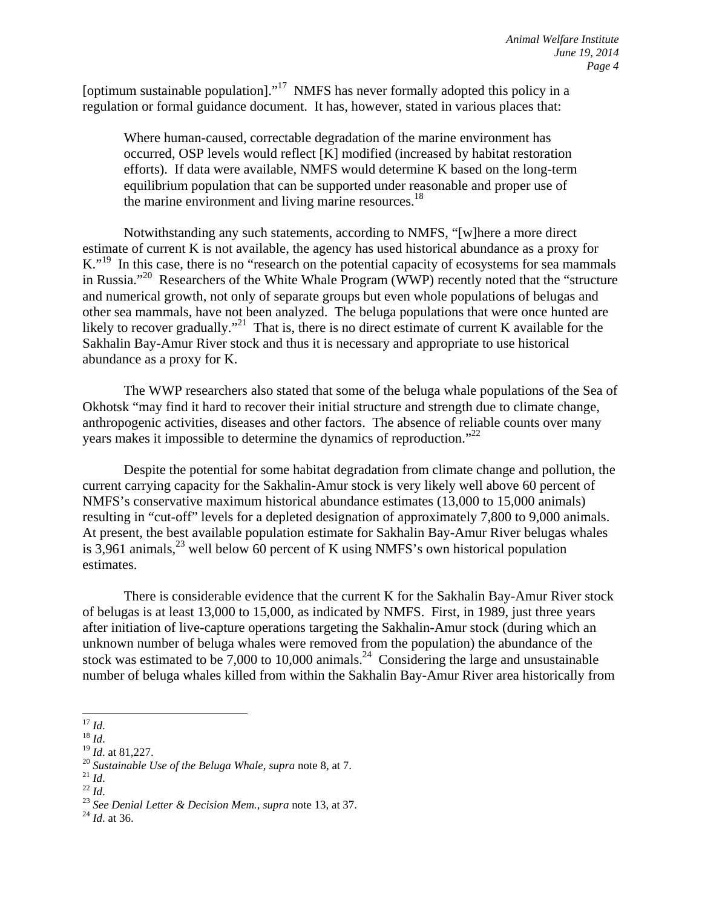[optimum sustainable population]."[17] NMFS has never formally adopted this policy in a regulation or formal guidance document. It has, however, stated in various places that:

> Where human-caused, correctable degradation of the marine environment has occurred, OSP levels would reflect [K] modified (increased by habitat restoration efforts). If data were available, NMFS would determine K based on the long-term equilibrium population that can be supported under reasonable and proper use of the marine environment and living marine resources.[18]

Notwithstanding any such statements, according to NMFS, "[w]here a more direct estimate of current K is not available, the agency has used historical abundance as a proxy for K."[19] In this case, there is no "research on the potential capacity of ecosystems for sea mammals in Russia."[20] Researchers of the White Whale Program (WWP) recently noted that the "structure and numerical growth, not only of separate groups but even whole populations of belugas and other sea mammals, have not been analyzed. The beluga populations that were once hunted are likely to recover gradually."[21] That is, there is no direct estimate of current K available for the Sakhalin Bay-Amur River stock and thus it is necessary and appropriate to use historical abundance as a proxy for K.

The WWP researchers also stated that some of the beluga whale populations of the Sea of Okhotsk "may find it hard to recover their initial structure and strength due to climate change, anthropogenic activities, diseases and other factors. The absence of reliable counts over many years makes it impossible to determine the dynamics of reproduction."[22]

Despite the potential for some habitat degradation from climate change and pollution, the current carrying capacity for the Sakhalin-Amur stock is very likely well above 60 percent of NMFS's conservative maximum historical abundance estimates (13,000 to 15,000 animals) resulting in "cut-off" levels for a depleted designation of approximately 7,800 to 9,000 animals. At present, the best available population estimate for Sakhalin Bay-Amur River belugas whales is 3,961 animals,[23] well below 60 percent of K using NMFS's own historical population estimates.

There is considerable evidence that the current K for the Sakhalin Bay-Amur River stock of belugas is at least 13,000 to 15,000, as indicated by NMFS. First, in 1989, just three years after initiation of live-capture operations targeting the Sakhalin-Amur stock (during which an unknown number of beluga whales were removed from the population) the abundance of the stock was estimated to be 7,000 to 10,000 animals.[24] Considering the large and unsustainable number of beluga whales killed from within the Sakhalin Bay-Amur River area historically from

---

[17] *Id*.
[18] *Id*.
[19] *Id*. at 81,227.
[20] *Sustainable Use of the Beluga Whale*, *supra* note 8, at 7.
[21] *Id*.
[22] *Id*.
[23] *See Denial Letter & Decision Mem.*, *supra* note 13, at 37.
[24] *Id*. at 36.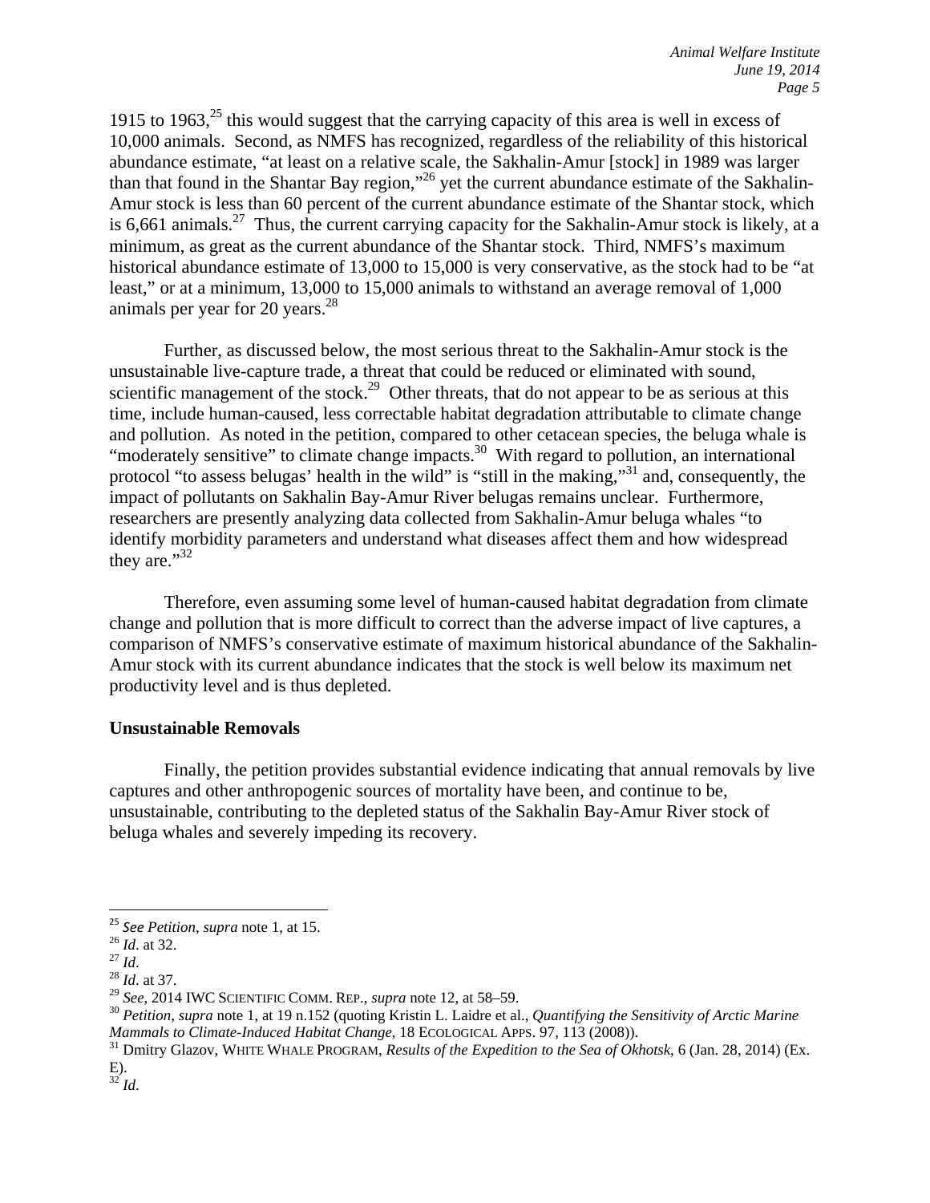1915 to 1963,[25] this would suggest that the carrying capacity of this area is well in excess of 10,000 animals. Second, as NMFS has recognized, regardless of the reliability of this historical abundance estimate, "at least on a relative scale, the Sakhalin-Amur [stock] in 1989 was larger than that found in the Shantar Bay region,"[26] yet the current abundance estimate of the Sakhalin-Amur stock is less than 60 percent of the current abundance estimate of the Shantar stock, which is 6,661 animals.[27] Thus, the current carrying capacity for the Sakhalin-Amur stock is likely, at a minimum, as great as the current abundance of the Shantar stock. Third, NMFS's maximum historical abundance estimate of 13,000 to 15,000 is very conservative, as the stock had to be "at least," or at a minimum, 13,000 to 15,000 animals to withstand an average removal of 1,000 animals per year for 20 years.[28]

Further, as discussed below, the most serious threat to the Sakhalin-Amur stock is the unsustainable live-capture trade, a threat that could be reduced or eliminated with sound, scientific management of the stock.[29] Other threats, that do not appear to be as serious at this time, include human-caused, less correctable habitat degradation attributable to climate change and pollution. As noted in the petition, compared to other cetacean species, the beluga whale is "moderately sensitive" to climate change impacts.[30] With regard to pollution, an international protocol "to assess belugas' health in the wild" is "still in the making,"[31] and, consequently, the impact of pollutants on Sakhalin Bay-Amur River belugas remains unclear. Furthermore, researchers are presently analyzing data collected from Sakhalin-Amur beluga whales "to identify morbidity parameters and understand what diseases affect them and how widespread they are."[32]

Therefore, even assuming some level of human-caused habitat degradation from climate change and pollution that is more difficult to correct than the adverse impact of live captures, a comparison of NMFS's conservative estimate of maximum historical abundance of the Sakhalin-Amur stock with its current abundance indicates that the stock is well below its maximum net productivity level and is thus depleted.

**Unsustainable Removals**

Finally, the petition provides substantial evidence indicating that annual removals by live captures and other anthropogenic sources of mortality have been, and continue to be, unsustainable, contributing to the depleted status of the Sakhalin Bay-Amur River stock of beluga whales and severely impeding its recovery.

---

[25] *See Petition*, *supra* note 1, at 15.

[26] *Id*. at 32.

[27] *Id*.

[28] *Id*. at 37.

[29] *See*, 2014 IWC Scientific Comm. Rep., *supra* note 12, at 58–59.

[30] *Petition*, *supra* note 1, at 19 n.152 (quoting Kristin L. Laidre et al., *Quantifying the Sensitivity of Arctic Marine Mammals to Climate-Induced Habitat Change*, 18 Ecological Apps. 97, 113 (2008)).

[31] Dmitry Glazov, White Whale Program, *Results of the Expedition to the Sea of Okhotsk*, 6 (Jan. 28, 2014) (Ex. E).

[32] *Id*.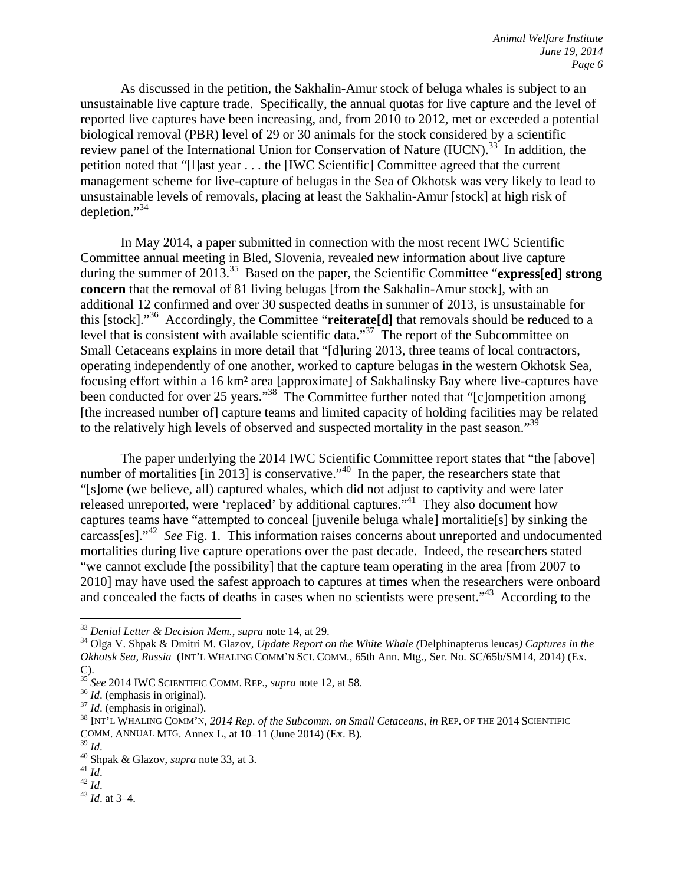As discussed in the petition, the Sakhalin-Amur stock of beluga whales is subject to an unsustainable live capture trade. Specifically, the annual quotas for live capture and the level of reported live captures have been increasing, and, from 2010 to 2012, met or exceeded a potential biological removal (PBR) level of 29 or 30 animals for the stock considered by a scientific review panel of the International Union for Conservation of Nature (IUCN).[33] In addition, the petition noted that "[l]ast year . . . the [IWC Scientific] Committee agreed that the current management scheme for live-capture of belugas in the Sea of Okhotsk was very likely to lead to unsustainable levels of removals, placing at least the Sakhalin-Amur [stock] at high risk of depletion."[34]

In May 2014, a paper submitted in connection with the most recent IWC Scientific Committee annual meeting in Bled, Slovenia, revealed new information about live capture during the summer of 2013.[35] Based on the paper, the Scientific Committee "**express[ed] strong concern** that the removal of 81 living belugas [from the Sakhalin-Amur stock], with an additional 12 confirmed and over 30 suspected deaths in summer of 2013, is unsustainable for this [stock]."[36] Accordingly, the Committee "**reiterate[d]** that removals should be reduced to a level that is consistent with available scientific data."[37] The report of the Subcommittee on Small Cetaceans explains in more detail that "[d]uring 2013, three teams of local contractors, operating independently of one another, worked to capture belugas in the western Okhotsk Sea, focusing effort within a 16 km² area [approximate] of Sakhalinsky Bay where live-captures have been conducted for over 25 years."[38] The Committee further noted that "[c]ompetition among [the increased number of] capture teams and limited capacity of holding facilities may be related to the relatively high levels of observed and suspected mortality in the past season."[39]

The paper underlying the 2014 IWC Scientific Committee report states that "the [above] number of mortalities [in 2013] is conservative."[40] In the paper, the researchers state that "[s]ome (we believe, all) captured whales, which did not adjust to captivity and were later released unreported, were 'replaced' by additional captures."[41] They also document how captures teams have "attempted to conceal [juvenile beluga whale] mortalitie[s] by sinking the carcass[es]."[42] *See* Fig. 1. This information raises concerns about unreported and undocumented mortalities during live capture operations over the past decade. Indeed, the researchers stated "we cannot exclude [the possibility] that the capture team operating in the area [from 2007 to 2010] may have used the safest approach to captures at times when the researchers were onboard and concealed the facts of deaths in cases when no scientists were present."[43] According to the

---

[33] *Denial Letter & Decision Mem.*, *supra* note 14, at 29.

[34] Olga V. Shpak & Dmitri M. Glazov, *Update Report on the White Whale (*Delphinapterus leucas*) Captures in the Okhotsk Sea, Russia* (INT'L WHALING COMM'N SCI. COMM., 65th Ann. Mtg., Ser. No. SC/65b/SM14, 2014) (Ex. C).

[35] *See* 2014 IWC SCIENTIFIC COMM. REP., *supra* note 12, at 58.

[36] *Id*. (emphasis in original).

[37] *Id*. (emphasis in original).

[38] INT'L WHALING COMM'N, *2014 Rep. of the Subcomm. on Small Cetaceans*, *in* REP. OF THE 2014 SCIENTIFIC COMM. ANNUAL MTG. Annex L, at 10–11 (June 2014) (Ex. B).

[39] *Id*.

[40] Shpak & Glazov, *supra* note 33, at 3.

[41] *Id*.

[42] *Id*.

[43] *Id*. at 3–4.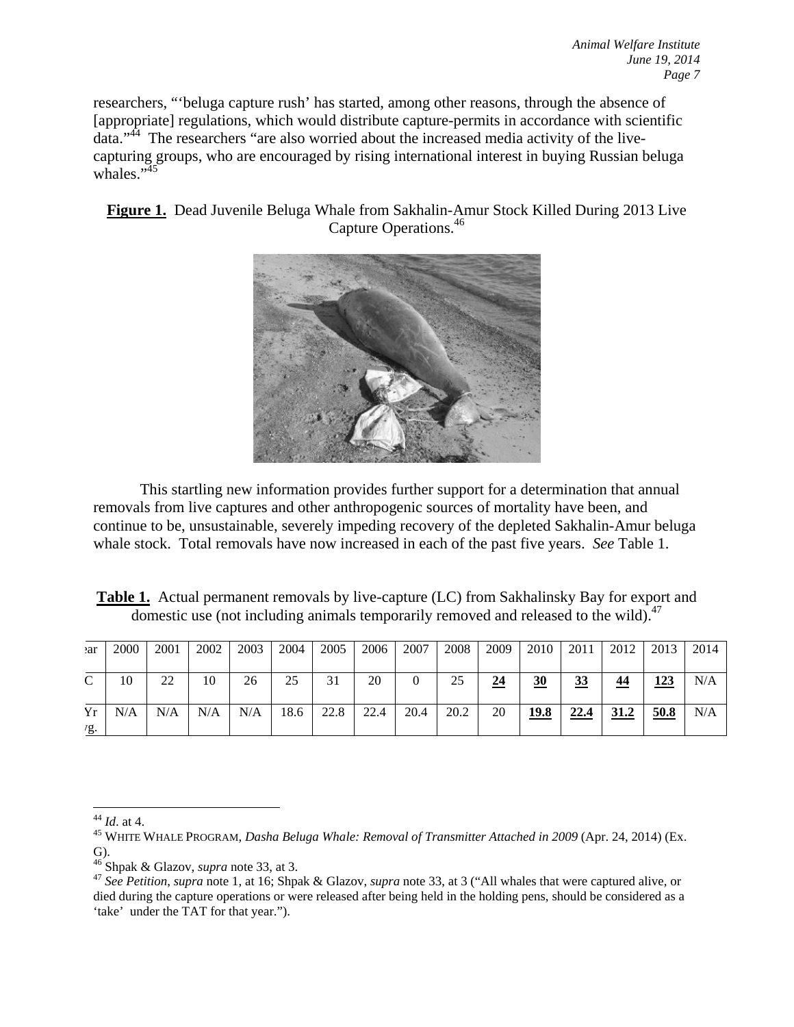researchers, "'beluga capture rush' has started, among other reasons, through the absence of [appropriate] regulations, which would distribute capture-permits in accordance with scientific data."[44] The researchers "are also worried about the increased media activity of the live-capturing groups, who are encouraged by rising international interest in buying Russian beluga whales."[45]

**Figure 1.** Dead Juvenile Beluga Whale from Sakhalin-Amur Stock Killed During 2013 Live Capture Operations.[46]

This startling new information provides further support for a determination that annual removals from live captures and other anthropogenic sources of mortality have been, and continue to be, unsustainable, severely impeding recovery of the depleted Sakhalin-Amur beluga whale stock. Total removals have now increased in each of the past five years. *See* Table 1.

**Table 1.** Actual permanent removals by live-capture (LC) from Sakhalinsky Bay for export and domestic use (not including animals temporarily removed and released to the wild).[47]

| ear | 2000 | 2001 | 2002 | 2003 | 2004 | 2005 | 2006 | 2007 | 2008 | 2009 | 2010 | 2011 | 2012 | 2013 | 2014 |
|---|---|---|---|---|---|---|---|---|---|---|---|---|---|---|---|
| C | 10 | 22 | 10 | 26 | 25 | 31 | 20 | 0 | 25 | **24** | **30** | **33** | **44** | **123** | N/A |
| Yr /g. | N/A | N/A | N/A | N/A | 18.6 | 22.8 | 22.4 | 20.4 | 20.2 | 20 | **19.8** | **22.4** | **31.2** | **50.8** | N/A |

---

[44] *Id*. at 4.

[45] WHITE WHALE PROGRAM, *Dasha Beluga Whale: Removal of Transmitter Attached in 2009* (Apr. 24, 2014) (Ex. G).

[46] Shpak & Glazov, *supra* note 33, at 3.

[47] *See Petition*, *supra* note 1, at 16; Shpak & Glazov, *supra* note 33, at 3 ("All whales that were captured alive, or died during the capture operations or were released after being held in the holding pens, should be considered as a 'take' under the TAT for that year.").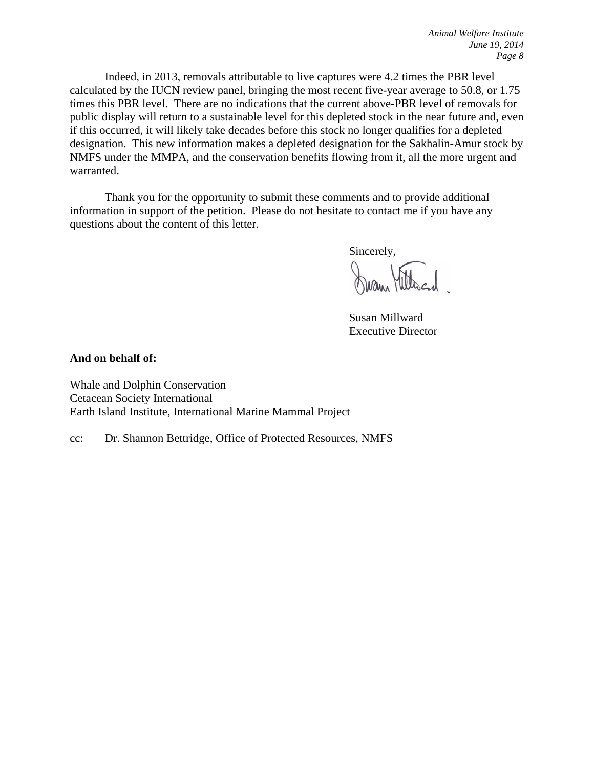Indeed, in 2013, removals attributable to live captures were 4.2 times the PBR level calculated by the IUCN review panel, bringing the most recent five-year average to 50.8, or 1.75 times this PBR level. There are no indications that the current above-PBR level of removals for public display will return to a sustainable level for this depleted stock in the near future and, even if this occurred, it will likely take decades before this stock no longer qualifies for a depleted designation. This new information makes a depleted designation for the Sakhalin-Amur stock by NMFS under the MMPA, and the conservation benefits flowing from it, all the more urgent and warranted.

Thank you for the opportunity to submit these comments and to provide additional information in support of the petition. Please do not hesitate to contact me if you have any questions about the content of this letter.

Sincerely,

Susan Millward
Executive Director

**And on behalf of:**

Whale and Dolphin Conservation
Cetacean Society International
Earth Island Institute, International Marine Mammal Project

cc: Dr. Shannon Bettridge, Office of Protected Resources, NMFS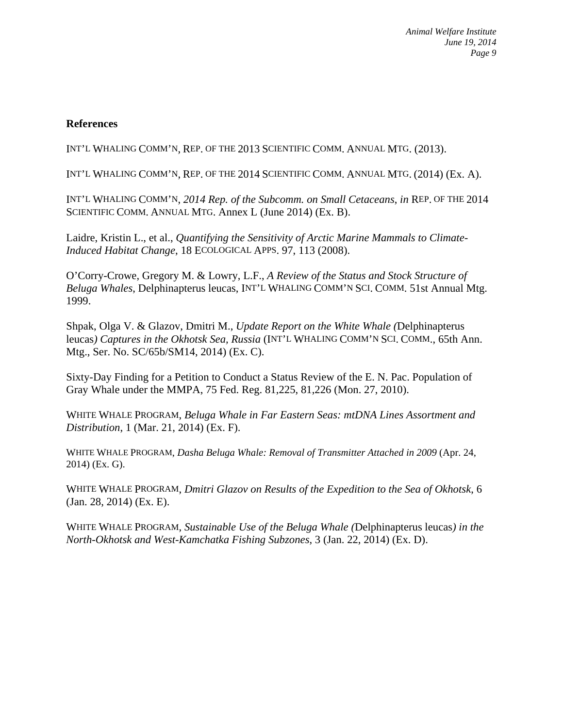**References**

INT'L WHALING COMM'N, REP. OF THE 2013 SCIENTIFIC COMM. ANNUAL MTG. (2013).

INT'L WHALING COMM'N, REP. OF THE 2014 SCIENTIFIC COMM. ANNUAL MTG. (2014) (Ex. A).

INT'L WHALING COMM'N, *2014 Rep. of the Subcomm. on Small Cetaceans*, *in* REP. OF THE 2014 SCIENTIFIC COMM. ANNUAL MTG. Annex L (June 2014) (Ex. B).

Laidre, Kristin L., et al., *Quantifying the Sensitivity of Arctic Marine Mammals to Climate-Induced Habitat Change*, 18 ECOLOGICAL APPS. 97, 113 (2008).

O'Corry-Crowe, Gregory M. & Lowry, L.F., *A Review of the Status and Stock Structure of Beluga Whales*, Delphinapterus leucas, INT'L WHALING COMM'N SCI. COMM. 51st Annual Mtg. 1999.

Shpak, Olga V. & Glazov, Dmitri M., *Update Report on the White Whale (*Delphinapterus leucas*) Captures in the Okhotsk Sea, Russia* (INT'L WHALING COMM'N SCI. COMM., 65th Ann. Mtg., Ser. No. SC/65b/SM14, 2014) (Ex. C).

Sixty-Day Finding for a Petition to Conduct a Status Review of the E. N. Pac. Population of Gray Whale under the MMPA, 75 Fed. Reg. 81,225, 81,226 (Mon. 27, 2010).

WHITE WHALE PROGRAM, *Beluga Whale in Far Eastern Seas: mtDNA Lines Assortment and Distribution*, 1 (Mar. 21, 2014) (Ex. F).

WHITE WHALE PROGRAM, *Dasha Beluga Whale: Removal of Transmitter Attached in 2009* (Apr. 24, 2014) (Ex. G).

WHITE WHALE PROGRAM, *Dmitri Glazov on Results of the Expedition to the Sea of Okhotsk*, 6 (Jan. 28, 2014) (Ex. E).

WHITE WHALE PROGRAM, *Sustainable Use of the Beluga Whale (*Delphinapterus leucas*) in the North-Okhotsk and West-Kamchatka Fishing Subzones*, 3 (Jan. 22, 2014) (Ex. D).